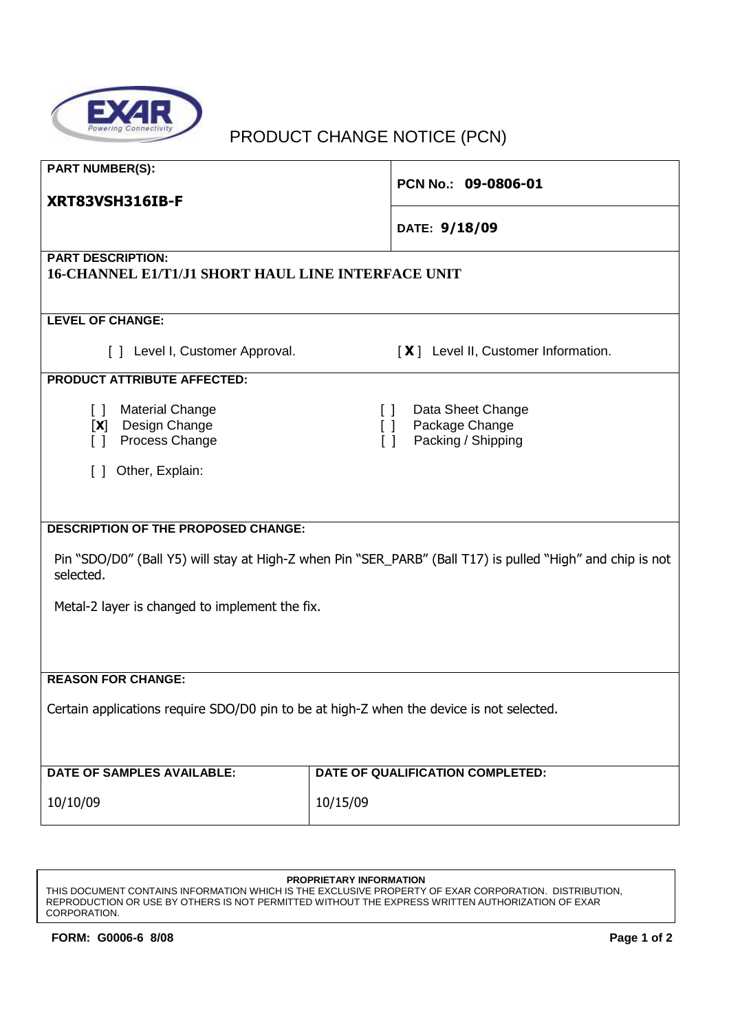# PRODUCT CHANGE NOTICE (PCN)

**PART NUMBER(S):**

**XRT83VSH316IB-F**

**PCN No.: 09-0806-01**

**DATE: 9/18/09**

**PART DESCRIPTION:**
**16-CHANNEL E1/T1/J1 SHORT HAUL LINE INTERFACE UNIT**

**LEVEL OF CHANGE:**

[ ] Level I, Customer Approval.

[ **X** ] Level II, Customer Information.

**PRODUCT ATTRIBUTE AFFECTED:**

[ ] Material Change
[**X**] Design Change
[ ] Process Change

[ ] Data Sheet Change
[ ] Package Change
[ ] Packing / Shipping

[ ] Other, Explain:

**DESCRIPTION OF THE PROPOSED CHANGE:**

Pin "SDO/D0" (Ball Y5) will stay at High-Z when Pin "SER_PARB" (Ball T17) is pulled "High" and chip is not selected.

Metal-2 layer is changed to implement the fix.

**REASON FOR CHANGE:**

Certain applications require SDO/D0 pin to be at high-Z when the device is not selected.

| DATE OF SAMPLES AVAILABLE: | DATE OF QUALIFICATION COMPLETED: |
| --- | --- |
| 10/10/09 | 10/15/09 |

**PROPRIETARY INFORMATION**
THIS DOCUMENT CONTAINS INFORMATION WHICH IS THE EXCLUSIVE PROPERTY OF EXAR CORPORATION. DISTRIBUTION, REPRODUCTION OR USE BY OTHERS IS NOT PERMITTED WITHOUT THE EXPRESS WRITTEN AUTHORIZATION OF EXAR CORPORATION.

**FORM: G0006-6 8/08**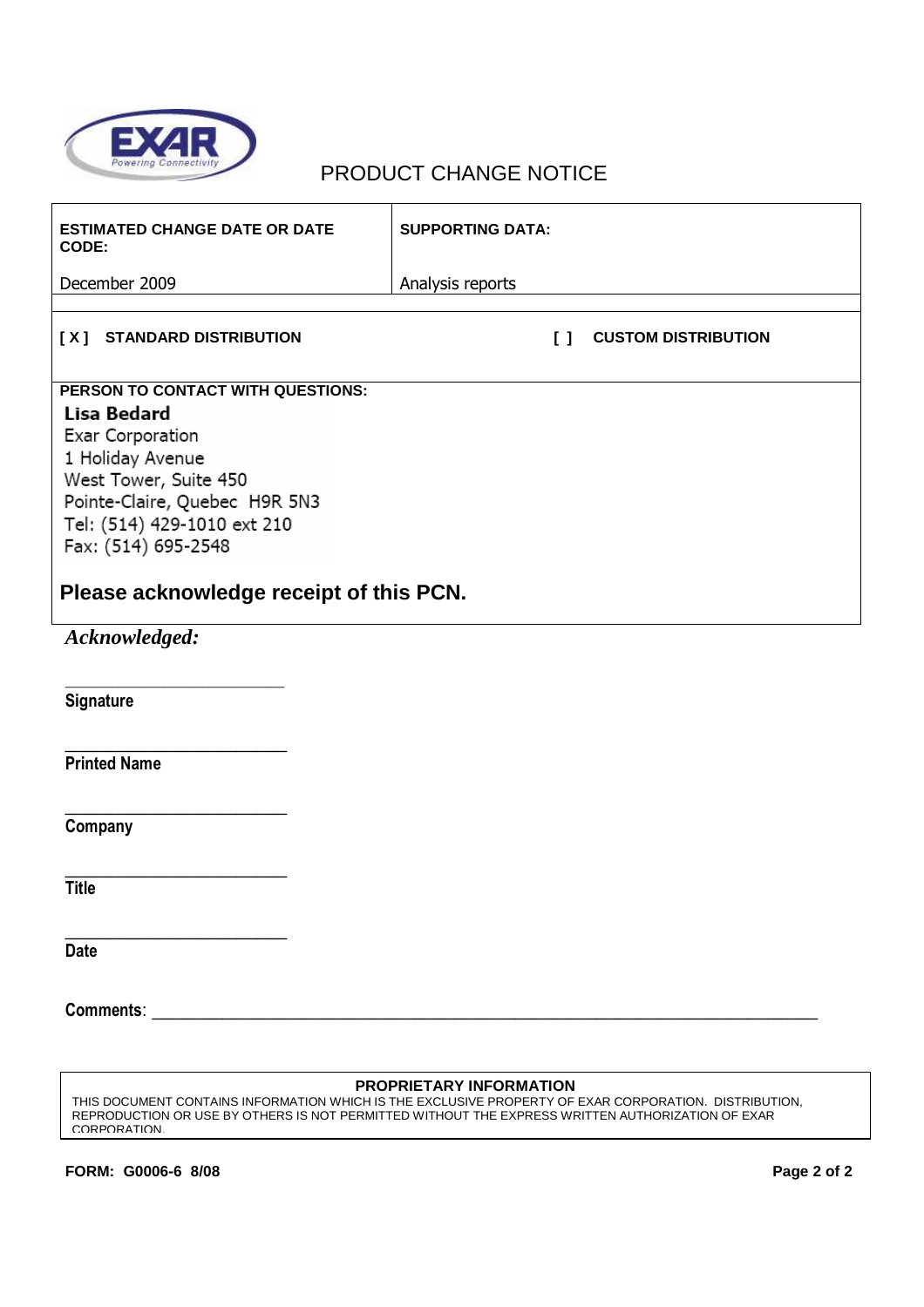# PRODUCT CHANGE NOTICE

| ESTIMATED CHANGE DATE OR DATE CODE: | SUPPORTING DATA: |
|---|---|
| December 2009 | Analysis reports |

**[ X ] STANDARD DISTRIBUTION** **[ ] CUSTOM DISTRIBUTION**

**PERSON TO CONTACT WITH QUESTIONS:**

**Lisa Bedard**
Exar Corporation
1 Holiday Avenue
West Tower, Suite 450
Pointe-Claire, Quebec H9R 5N3
Tel: (514) 429-1010 ext 210
Fax: (514) 695-2548

**Please acknowledge receipt of this PCN.**

***Acknowledged:***

___________________________
**Signature**

___________________________
**Printed Name**

___________________________
**Company**

___________________________
**Title**

___________________________
**Date**

**Comments**: ________________________________________________________________

**PROPRIETARY INFORMATION**

THIS DOCUMENT CONTAINS INFORMATION WHICH IS THE EXCLUSIVE PROPERTY OF EXAR CORPORATION. DISTRIBUTION, REPRODUCTION OR USE BY OTHERS IS NOT PERMITTED WITHOUT THE EXPRESS WRITTEN AUTHORIZATION OF EXAR CORPORATION.

**FORM: G0006-6 8/08**